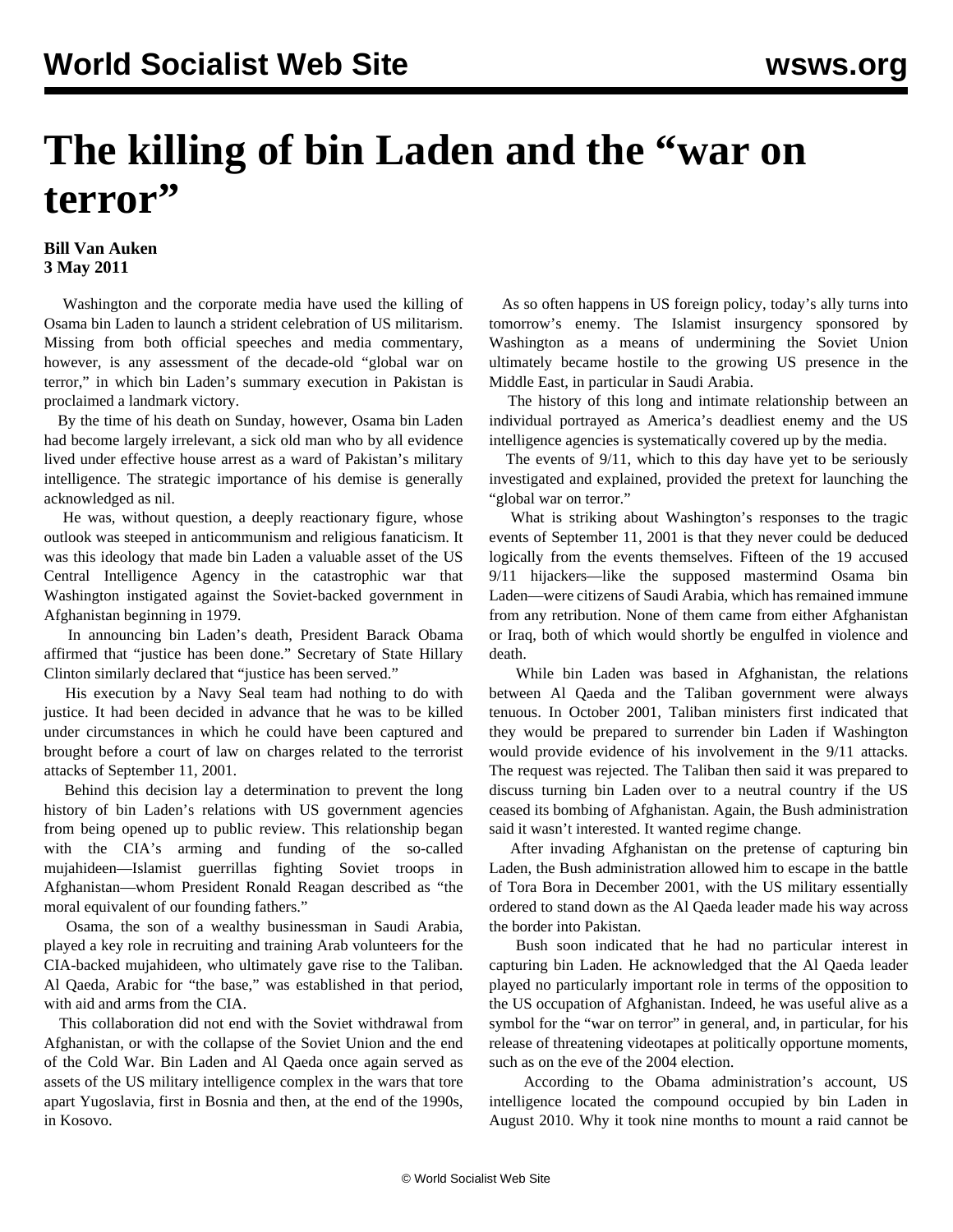# The killing of bin Laden and the "war on terror"

**Bill Van Auken**
**3 May 2011**

Washington and the corporate media have used the killing of Osama bin Laden to launch a strident celebration of US militarism. Missing from both official speeches and media commentary, however, is any assessment of the decade-old "global war on terror," in which bin Laden's summary execution in Pakistan is proclaimed a landmark victory.

By the time of his death on Sunday, however, Osama bin Laden had become largely irrelevant, a sick old man who by all evidence lived under effective house arrest as a ward of Pakistan's military intelligence. The strategic importance of his demise is generally acknowledged as nil.

He was, without question, a deeply reactionary figure, whose outlook was steeped in anticommunism and religious fanaticism. It was this ideology that made bin Laden a valuable asset of the US Central Intelligence Agency in the catastrophic war that Washington instigated against the Soviet-backed government in Afghanistan beginning in 1979.

In announcing bin Laden's death, President Barack Obama affirmed that "justice has been done." Secretary of State Hillary Clinton similarly declared that "justice has been served."

His execution by a Navy Seal team had nothing to do with justice. It had been decided in advance that he was to be killed under circumstances in which he could have been captured and brought before a court of law on charges related to the terrorist attacks of September 11, 2001.

Behind this decision lay a determination to prevent the long history of bin Laden's relations with US government agencies from being opened up to public review. This relationship began with the CIA's arming and funding of the so-called mujahideen—Islamist guerrillas fighting Soviet troops in Afghanistan—whom President Ronald Reagan described as "the moral equivalent of our founding fathers."

Osama, the son of a wealthy businessman in Saudi Arabia, played a key role in recruiting and training Arab volunteers for the CIA-backed mujahideen, who ultimately gave rise to the Taliban. Al Qaeda, Arabic for "the base," was established in that period, with aid and arms from the CIA.

This collaboration did not end with the Soviet withdrawal from Afghanistan, or with the collapse of the Soviet Union and the end of the Cold War. Bin Laden and Al Qaeda once again served as assets of the US military intelligence complex in the wars that tore apart Yugoslavia, first in Bosnia and then, at the end of the 1990s, in Kosovo.

As so often happens in US foreign policy, today's ally turns into tomorrow's enemy. The Islamist insurgency sponsored by Washington as a means of undermining the Soviet Union ultimately became hostile to the growing US presence in the Middle East, in particular in Saudi Arabia.

The history of this long and intimate relationship between an individual portrayed as America's deadliest enemy and the US intelligence agencies is systematically covered up by the media.

The events of 9/11, which to this day have yet to be seriously investigated and explained, provided the pretext for launching the "global war on terror."

What is striking about Washington's responses to the tragic events of September 11, 2001 is that they never could be deduced logically from the events themselves. Fifteen of the 19 accused 9/11 hijackers—like the supposed mastermind Osama bin Laden—were citizens of Saudi Arabia, which has remained immune from any retribution. None of them came from either Afghanistan or Iraq, both of which would shortly be engulfed in violence and death.

While bin Laden was based in Afghanistan, the relations between Al Qaeda and the Taliban government were always tenuous. In October 2001, Taliban ministers first indicated that they would be prepared to surrender bin Laden if Washington would provide evidence of his involvement in the 9/11 attacks. The request was rejected. The Taliban then said it was prepared to discuss turning bin Laden over to a neutral country if the US ceased its bombing of Afghanistan. Again, the Bush administration said it wasn't interested. It wanted regime change.

After invading Afghanistan on the pretense of capturing bin Laden, the Bush administration allowed him to escape in the battle of Tora Bora in December 2001, with the US military essentially ordered to stand down as the Al Qaeda leader made his way across the border into Pakistan.

Bush soon indicated that he had no particular interest in capturing bin Laden. He acknowledged that the Al Qaeda leader played no particularly important role in terms of the opposition to the US occupation of Afghanistan. Indeed, he was useful alive as a symbol for the "war on terror" in general, and, in particular, for his release of threatening videotapes at politically opportune moments, such as on the eve of the 2004 election.

According to the Obama administration's account, US intelligence located the compound occupied by bin Laden in August 2010. Why it took nine months to mount a raid cannot be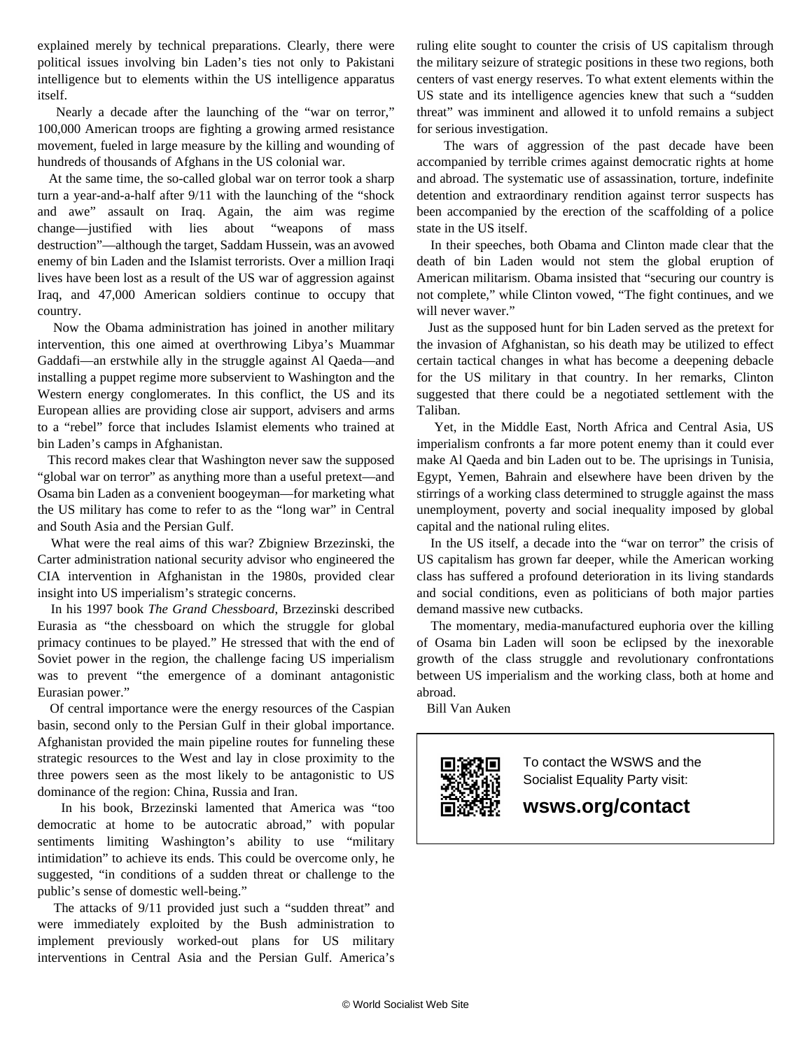explained merely by technical preparations. Clearly, there were political issues involving bin Laden's ties not only to Pakistani intelligence but to elements within the US intelligence apparatus itself.

Nearly a decade after the launching of the "war on terror," 100,000 American troops are fighting a growing armed resistance movement, fueled in large measure by the killing and wounding of hundreds of thousands of Afghans in the US colonial war.

At the same time, the so-called global war on terror took a sharp turn a year-and-a-half after 9/11 with the launching of the "shock and awe" assault on Iraq. Again, the aim was regime change—justified with lies about "weapons of mass destruction"—although the target, Saddam Hussein, was an avowed enemy of bin Laden and the Islamist terrorists. Over a million Iraqi lives have been lost as a result of the US war of aggression against Iraq, and 47,000 American soldiers continue to occupy that country.

Now the Obama administration has joined in another military intervention, this one aimed at overthrowing Libya's Muammar Gaddafi—an erstwhile ally in the struggle against Al Qaeda—and installing a puppet regime more subservient to Washington and the Western energy conglomerates. In this conflict, the US and its European allies are providing close air support, advisers and arms to a "rebel" force that includes Islamist elements who trained at bin Laden's camps in Afghanistan.

This record makes clear that Washington never saw the supposed "global war on terror" as anything more than a useful pretext—and Osama bin Laden as a convenient boogeyman—for marketing what the US military has come to refer to as the "long war" in Central and South Asia and the Persian Gulf.

What were the real aims of this war? Zbigniew Brzezinski, the Carter administration national security advisor who engineered the CIA intervention in Afghanistan in the 1980s, provided clear insight into US imperialism's strategic concerns.

In his 1997 book *The Grand Chessboard*, Brzezinski described Eurasia as "the chessboard on which the struggle for global primacy continues to be played." He stressed that with the end of Soviet power in the region, the challenge facing US imperialism was to prevent "the emergence of a dominant antagonistic Eurasian power."

Of central importance were the energy resources of the Caspian basin, second only to the Persian Gulf in their global importance. Afghanistan provided the main pipeline routes for funneling these strategic resources to the West and lay in close proximity to the three powers seen as the most likely to be antagonistic to US dominance of the region: China, Russia and Iran.

In his book, Brzezinski lamented that America was "too democratic at home to be autocratic abroad," with popular sentiments limiting Washington's ability to use "military intimidation" to achieve its ends. This could be overcome only, he suggested, "in conditions of a sudden threat or challenge to the public's sense of domestic well-being."

The attacks of 9/11 provided just such a "sudden threat" and were immediately exploited by the Bush administration to implement previously worked-out plans for US military interventions in Central Asia and the Persian Gulf. America's ruling elite sought to counter the crisis of US capitalism through the military seizure of strategic positions in these two regions, both centers of vast energy reserves. To what extent elements within the US state and its intelligence agencies knew that such a "sudden threat" was imminent and allowed it to unfold remains a subject for serious investigation.

The wars of aggression of the past decade have been accompanied by terrible crimes against democratic rights at home and abroad. The systematic use of assassination, torture, indefinite detention and extraordinary rendition against terror suspects has been accompanied by the erection of the scaffolding of a police state in the US itself.

In their speeches, both Obama and Clinton made clear that the death of bin Laden would not stem the global eruption of American militarism. Obama insisted that "securing our country is not complete," while Clinton vowed, "The fight continues, and we will never waver."

Just as the supposed hunt for bin Laden served as the pretext for the invasion of Afghanistan, so his death may be utilized to effect certain tactical changes in what has become a deepening debacle for the US military in that country. In her remarks, Clinton suggested that there could be a negotiated settlement with the Taliban.

Yet, in the Middle East, North Africa and Central Asia, US imperialism confronts a far more potent enemy than it could ever make Al Qaeda and bin Laden out to be. The uprisings in Tunisia, Egypt, Yemen, Bahrain and elsewhere have been driven by the stirrings of a working class determined to struggle against the mass unemployment, poverty and social inequality imposed by global capital and the national ruling elites.

In the US itself, a decade into the "war on terror" the crisis of US capitalism has grown far deeper, while the American working class has suffered a profound deterioration in its living standards and social conditions, even as politicians of both major parties demand massive new cutbacks.

The momentary, media-manufactured euphoria over the killing of Osama bin Laden will soon be eclipsed by the inexorable growth of the class struggle and revolutionary confrontations between US imperialism and the working class, both at home and abroad.

Bill Van Auken

To contact the WSWS and the Socialist Equality Party visit:

**wsws.org/contact**